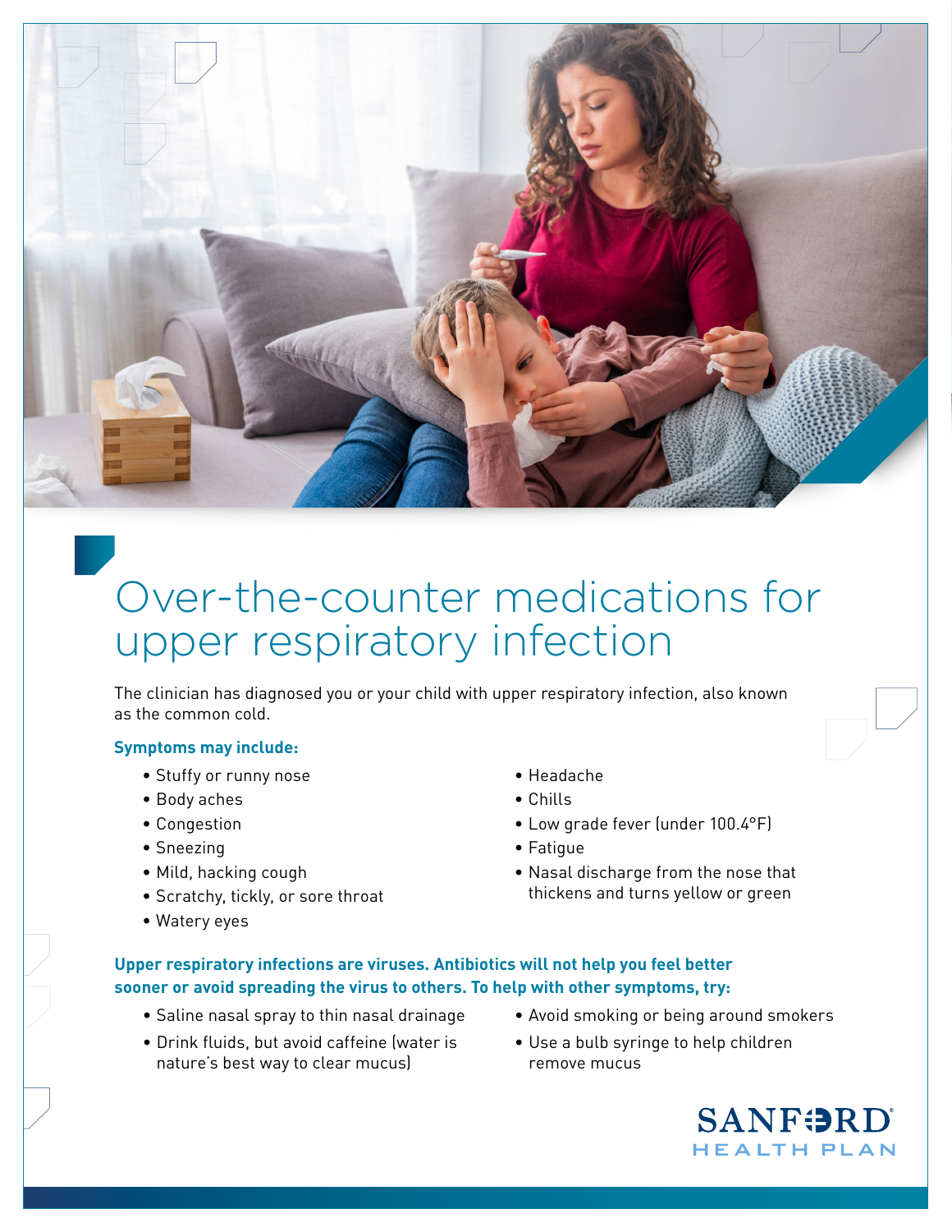# Over-the-counter medications for upper respiratory infection

The clinician has diagnosed you or your child with upper respiratory infection, also known as the common cold.

**Symptoms may include:**

- Stuffy or runny nose
- Body aches
- Congestion
- Sneezing
- Mild, hacking cough
- Scratchy, tickly, or sore throat
- Watery eyes
- Headache
- Chills
- Low grade fever (under 100.4°F)
- Fatigue
- Nasal discharge from the nose that thickens and turns yellow or green

**Upper respiratory infections are viruses. Antibiotics will not help you feel better sooner or avoid spreading the virus to others. To help with other symptoms, try:**

- Saline nasal spray to thin nasal drainage
- Drink fluids, but avoid caffeine (water is nature's best way to clear mucus)
- Avoid smoking or being around smokers
- Use a bulb syringe to help children remove mucus

SANFORD HEALTH PLAN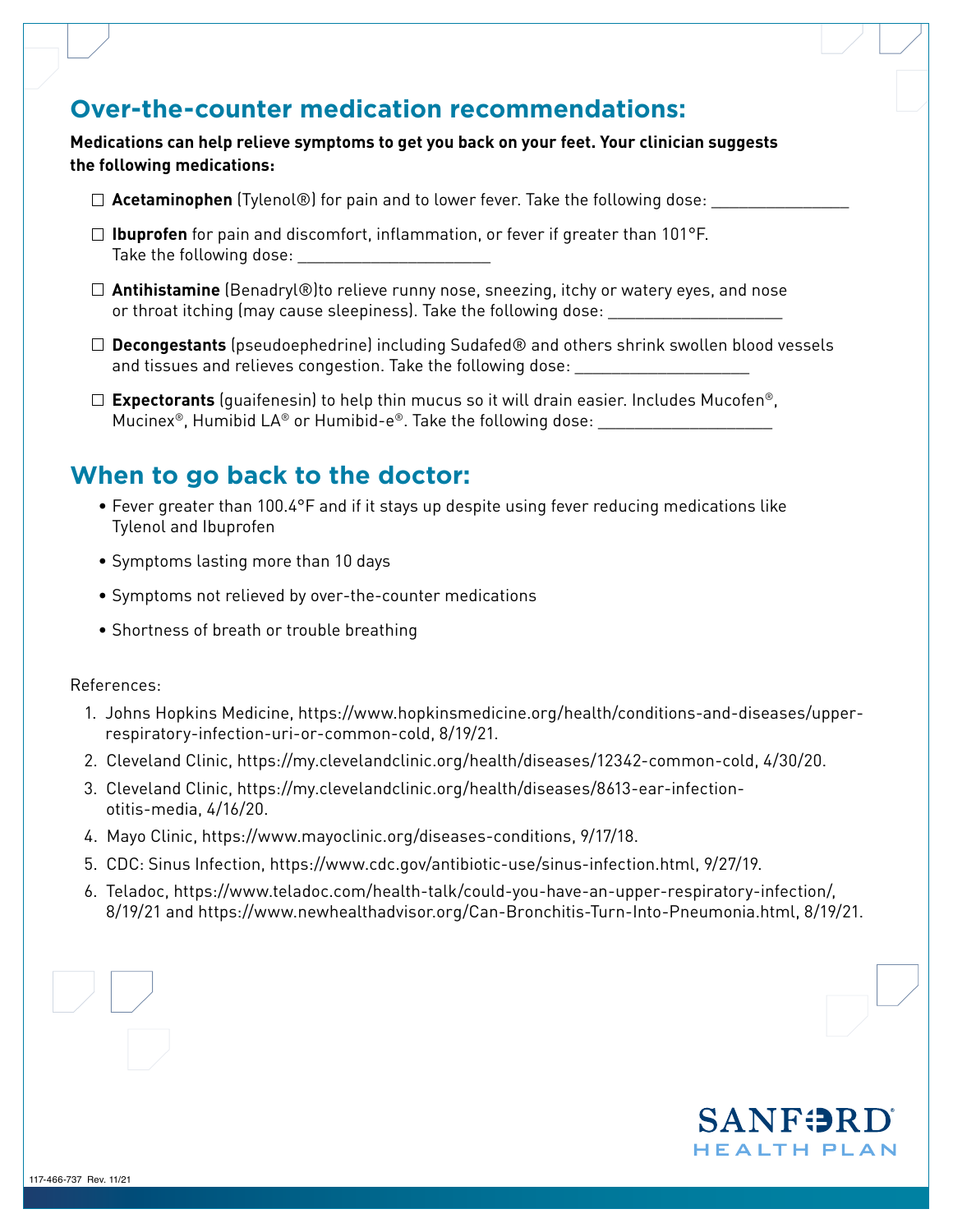## Over-the-counter medication recommendations:

**Medications can help relieve symptoms to get you back on your feet. Your clinician suggests the following medications:**

- ☐ **Acetaminophen** (Tylenol®) for pain and to lower fever. Take the following dose: ________________
- ☐ **Ibuprofen** for pain and discomfort, inflammation, or fever if greater than 101°F. Take the following dose: ______________________
- ☐ **Antihistamine** (Benadryl®)to relieve runny nose, sneezing, itchy or watery eyes, and nose or throat itching (may cause sleepiness). Take the following dose: ____________________
- ☐ **Decongestants** (pseudoephedrine) including Sudafed® and others shrink swollen blood vessels and tissues and relieves congestion. Take the following dose: ____________________
- ☐ **Expectorants** (guaifenesin) to help thin mucus so it will drain easier. Includes Mucofen®, Mucinex®, Humibid LA® or Humibid-e®. Take the following dose: ____________________

## When to go back to the doctor:

- Fever greater than 100.4°F and if it stays up despite using fever reducing medications like Tylenol and Ibuprofen
- Symptoms lasting more than 10 days
- Symptoms not relieved by over-the-counter medications
- Shortness of breath or trouble breathing

References:

1. Johns Hopkins Medicine, https://www.hopkinsmedicine.org/health/conditions-and-diseases/upper-respiratory-infection-uri-or-common-cold, 8/19/21.
2. Cleveland Clinic, https://my.clevelandclinic.org/health/diseases/12342-common-cold, 4/30/20.
3. Cleveland Clinic, https://my.clevelandclinic.org/health/diseases/8613-ear-infection-otitis-media, 4/16/20.
4. Mayo Clinic, https://www.mayoclinic.org/diseases-conditions, 9/17/18.
5. CDC: Sinus Infection, https://www.cdc.gov/antibiotic-use/sinus-infection.html, 9/27/19.
6. Teladoc, https://www.teladoc.com/health-talk/could-you-have-an-upper-respiratory-infection/, 8/19/21 and https://www.newhealthadvisor.org/Can-Bronchitis-Turn-Into-Pneumonia.html, 8/19/21.

SANFORD HEALTH PLAN

117-466-737 Rev. 11/21